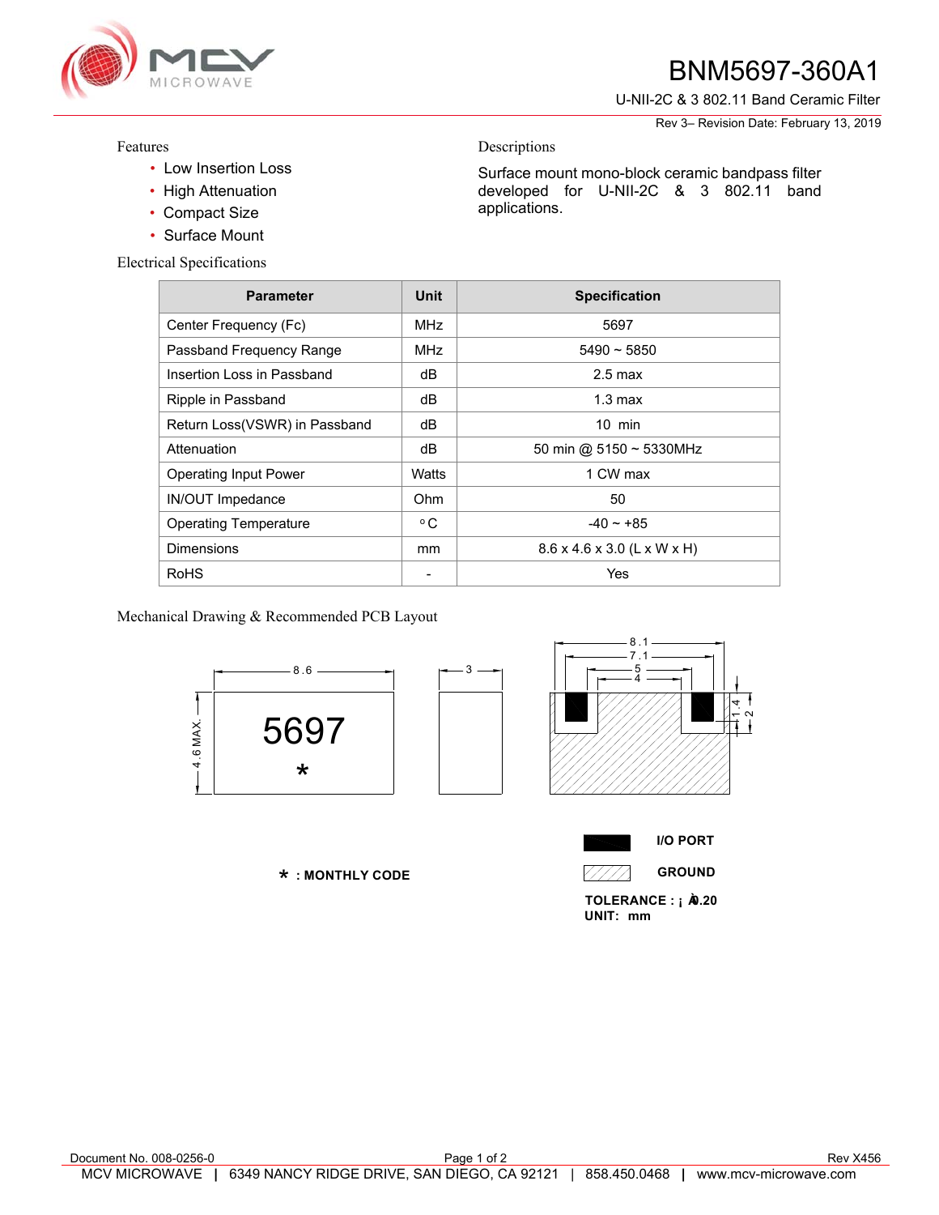# BNM5697-360A1

U-NII-2C & 3 802.11 Band Ceramic Filter

Rev 3– Revision Date: February 13, 2019

## Features

- Low Insertion Loss
- High Attenuation
- Compact Size
- Surface Mount

## Descriptions

Surface mount mono-block ceramic bandpass filter developed for U-NII-2C & 3 802.11 band applications.

## Electrical Specifications

| Parameter | Unit | Specification |
|---|---|---|
| Center Frequency (Fc) | MHz | 5697 |
| Passband Frequency Range | MHz | 5490 ~ 5850 |
| Insertion Loss in Passband | dB | 2.5 max |
| Ripple in Passband | dB | 1.3 max |
| Return Loss(VSWR) in Passband | dB | 10 min |
| Attenuation | dB | 50 min @ 5150 ~ 5330MHz |
| Operating Input Power | Watts | 1 CW max |
| IN/OUT Impedance | Ohm | 50 |
| Operating Temperature | °C | -40 ~ +85 |
| Dimensions | mm | 8.6 x 4.6 x 3.0 (L x W x H) |
| RoHS | - | Yes |

## Mechanical Drawing & Recommended PCB Layout

8.6

3

8.1

7.1

5

4

4.6 MAX.

1.4

2

5697

*

* : MONTHLY CODE

I/O PORT

GROUND

TOLERANCE : ±0.20

UNIT: mm

Document No. 008-0256-0

Rev X456

MCV MICROWAVE | 6349 NANCY RIDGE DRIVE, SAN DIEGO, CA 92121 | 858.450.0468 | www.mcv-microwave.com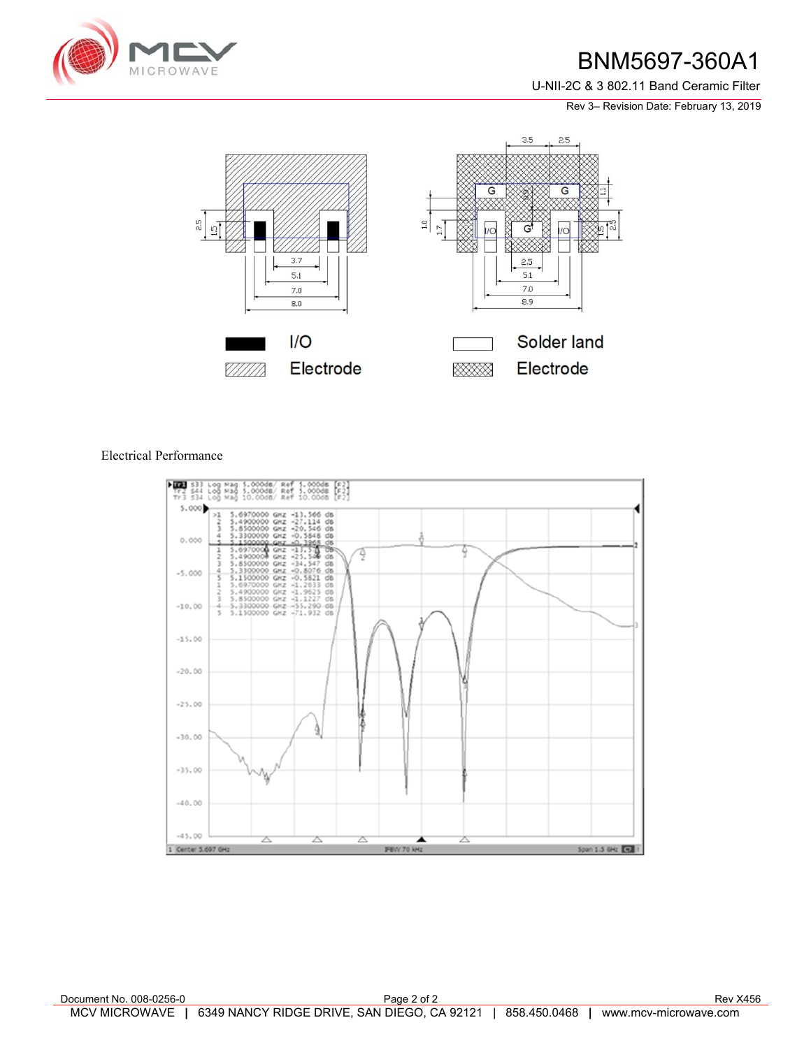I/O

Electrode

Solder land

Electrode

Electrical Performance

Tr1 S33 Log Mag 5.000dB/ Ref 5.000dB [F2]
Tr2 S44 Log Mag 5.000dB/ Ref 5.000dB [F2]
Tr3 S34 Log Mag 10.00dB/ Ref 10.00dB [F2]

>1 5.6970000 GHz -13.566 dB
2 5.4900000 GHz -27.114 dB
3 5.8500000 GHz -20.546 dB
4 5.3300000 GHz -0.5848 dB
5 5.1500000 GHz -0.3268 dB
1 5.6970000 GHz -13.570 dB
2 5.4900000 GHz -23.544 dB
3 5.8500000 GHz -34.547 dB
4 5.3300000 GHz -0.8076 dB
5 5.1500000 GHz -0.5821 dB
1 5.6970000 GHz -1.2633 dB
2 5.4900000 GHz -1.9625 dB
3 5.8500000 GHz -1.1227 dB
4 5.3300000 GHz -55.290 dB
5 5.1500000 GHz -71.932 dB

5.000
0.000
-5.000
-10.00
-15.00
-20.00
-25.00
-30.00
-35.00
-40.00
-45.00

1 Center 5.697 GHz IFBW 70 kHz Span 1.5 GHz